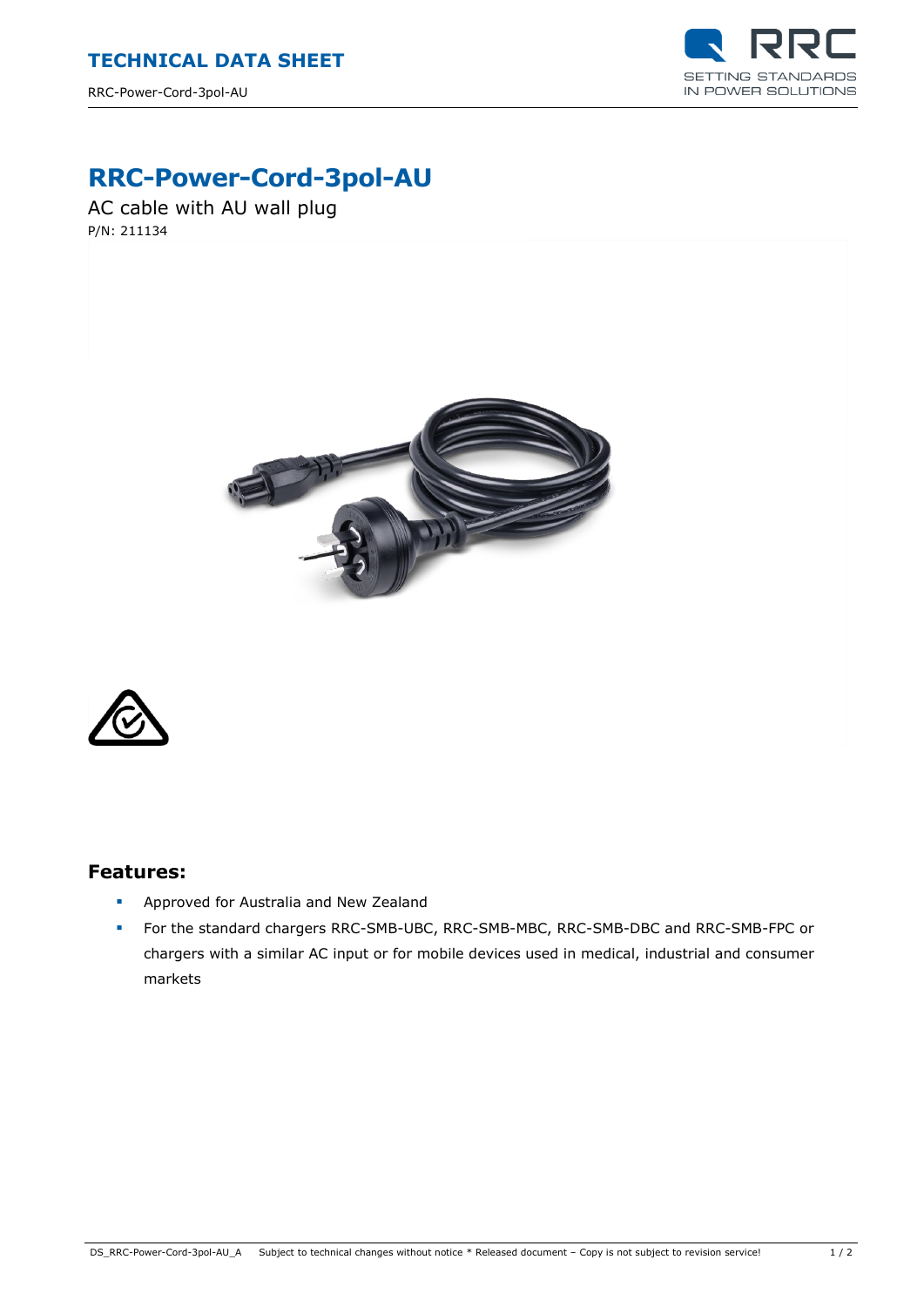# RRC-Power-Cord-3pol-AU

AC cable with AU wall plug

P/N: 211134

## Features:

- Approved for Australia and New Zealand
- For the standard chargers RRC-SMB-UBC, RRC-SMB-MBC, RRC-SMB-DBC and RRC-SMB-FPC or chargers with a similar AC input or for mobile devices used in medical, industrial and consumer markets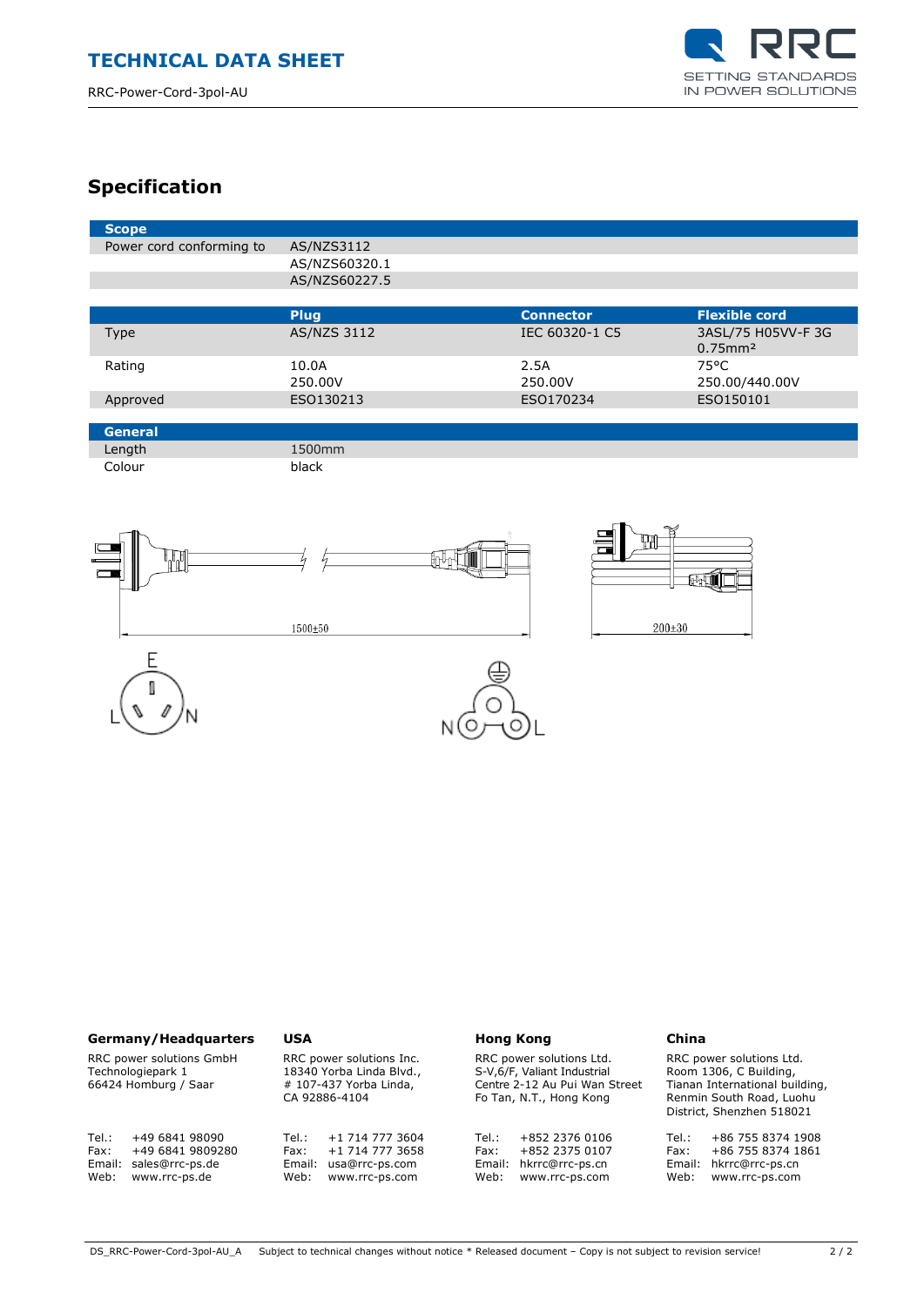# Specification

| Scope | | | |
|---|---|---|---|
| Power cord conforming to | AS/NZS3112 | | |
| | AS/NZS60320.1 | | |
| | AS/NZS60227.5 | | |

| | Plug | Connector | Flexible cord |
|---|---|---|---|
| Type | AS/NZS 3112 | IEC 60320-1 C5 | 3ASL/75 H05VV-F 3G 0.75mm² |
| Rating | 10.0A<br>250.00V | 2.5A<br>250.00V | 75°C<br>250.00/440.00V |
| Approved | ESO130213 | ESO170234 | ESO150101 |

| General | |
|---|---|
| Length | 1500mm |
| Colour | black |

1500±50

200±30

E
L
N

N
L

**Germany/Headquarters**

RRC power solutions GmbH
Technologiepark 1
66424 Homburg / Saar

Tel.: +49 6841 98090
Fax: +49 6841 9809280
Email: sales@rrc-ps.de
Web: www.rrc-ps.de

**USA**

RRC power solutions Inc.
18340 Yorba Linda Blvd.,
# 107-437 Yorba Linda,
CA 92886-4104

Tel.: +1 714 777 3604
Fax: +1 714 777 3658
Email: usa@rrc-ps.com
Web: www.rrc-ps.com

**Hong Kong**

RRC power solutions Ltd.
S-V,6/F, Valiant Industrial
Centre 2-12 Au Pui Wan Street
Fo Tan, N.T., Hong Kong

Tel.: +852 2376 0106
Fax: +852 2375 0107
Email: hkrrc@rrc-ps.cn
Web: www.rrc-ps.com

**China**

RRC power solutions Ltd.
Room 1306, C Building,
Tianan International building,
Renmin South Road, Luohu
District, Shenzhen 518021

Tel.: +86 755 8374 1908
Fax: +86 755 8374 1861
Email: hkrrc@rrc-ps.cn
Web: www.rrc-ps.com

DS_RRC-Power-Cord-3pol-AU_A Subject to technical changes without notice * Released document – Copy is not subject to revision service!